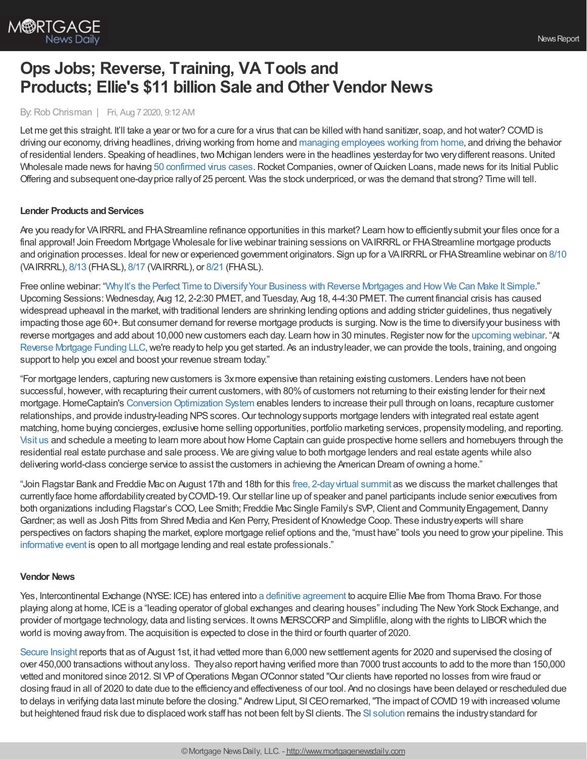# Ops Jobs; Reverse, Training, VA Tools and Products; Ellie's $11 billion Sale and Other Vendor News

By: Rob Chrisman | Fri, Aug 7 2020, 9:12 AM

Let me get this straight. It'll take a year or two for a cure for a virus that can be killed with hand sanitizer, soap, and hot water? COVID is driving our economy, driving headlines, driving working from home and managing employees working from home, and driving the behavior of residential lenders. Speaking of headlines, two Michigan lenders were in the headlines yesterday for two very different reasons. United Wholesale made news for having 50 confirmed virus cases. Rocket Companies, owner of Quicken Loans, made news for its Initial Public Offering and subsequent one-day price rally of 25 percent. Was the stock underpriced, or was the demand that strong? Time will tell.

**Lender Products and Services**

Are you ready for VA IRRRL and FHA Streamline refinance opportunities in this market? Learn how to efficiently submit your files once for a final approval! Join Freedom Mortgage Wholesale for live webinar training sessions on VA IRRRL or FHA Streamline mortgage products and origination processes. Ideal for new or experienced government originators. Sign up for a VA IRRRL or FHA Streamline webinar on 8/10 (VA IRRRL), 8/13 (FHA SL), 8/17 (VA IRRRL), or 8/21 (FHA SL).

Free online webinar: "Why It's the Perfect Time to Diversify Your Business with Reverse Mortgages and How We Can Make It Simple." Upcoming Sessions: Wednesday, Aug 12, 2-2:30 PM ET, and Tuesday, Aug 18, 4-4:30 PM ET. The current financial crisis has caused widespread upheaval in the market, with traditional lenders are shrinking lending options and adding stricter guidelines, thus negatively impacting those age 60+. But consumer demand for reverse mortgage products is surging. Now is the time to diversify your business with reverse mortgages and add about 10,000 new customers each day. Learn how in 30 minutes. Register now for the upcoming webinar. "At Reverse Mortgage Funding LLC, we're ready to help you get started. As an industry leader, we can provide the tools, training, and ongoing support to help you excel and boost your revenue stream today."

"For mortgage lenders, capturing new customers is 3x more expensive than retaining existing customers. Lenders have not been successful, however, with recapturing their current customers, with 80% of customers not returning to their existing lender for their next mortgage. HomeCaptain's Conversion Optimization System enables lenders to increase their pull through on loans, recapture customer relationships, and provide industry-leading NPS scores. Our technology supports mortgage lenders with integrated real estate agent matching, home buying concierges, exclusive home selling opportunities, portfolio marketing services, propensity modeling, and reporting. Visit us and schedule a meeting to learn more about how Home Captain can guide prospective home sellers and homebuyers through the residential real estate purchase and sale process. We are giving value to both mortgage lenders and real estate agents while also delivering world-class concierge service to assist the customers in achieving the American Dream of owning a home."

"Join Flagstar Bank and Freddie Mac on August 17th and 18th for this free, 2-day virtual summit as we discuss the market challenges that currently face home affordability created by COVID-19. Our stellar line up of speaker and panel participants include senior executives from both organizations including Flagstar's COO, Lee Smith; Freddie Mac Single Family's SVP, Client and Community Engagement, Danny Gardner; as well as Josh Pitts from Shred Media and Ken Perry, President of Knowledge Coop. These industry experts will share perspectives on factors shaping the market, explore mortgage relief options and the, "must have" tools you need to grow your pipeline. This informative event is open to all mortgage lending and real estate professionals."

**Vendor News**

Yes, Intercontinental Exchange (NYSE: ICE) has entered into a definitive agreement to acquire Ellie Mae from Thoma Bravo. For those playing along at home, ICE is a "leading operator of global exchanges and clearing houses" including The New York Stock Exchange, and provider of mortgage technology, data and listing services. It owns MERSCORP and Simplifile, along with the rights to LIBOR which the world is moving away from. The acquisition is expected to close in the third or fourth quarter of 2020.

Secure Insight reports that as of August 1st, it had vetted more than 6,000 new settlement agents for 2020 and supervised the closing of over 450,000 transactions without any loss. They also report having verified more than 7000 trust accounts to add to the more than 150,000 vetted and monitored since 2012. SI VP of Operations Megan O'Connor stated "Our clients have reported no losses from wire fraud or closing fraud in all of 2020 to date due to the efficiency and effectiveness of our tool. And no closings have been delayed or rescheduled due to delays in verifying data last minute before the closing." Andrew Liput, SI CEO remarked, "The impact of COVID 19 with increased volume but heightened fraud risk due to displaced work staff has not been felt by SI clients. The SI solution remains the industry standard for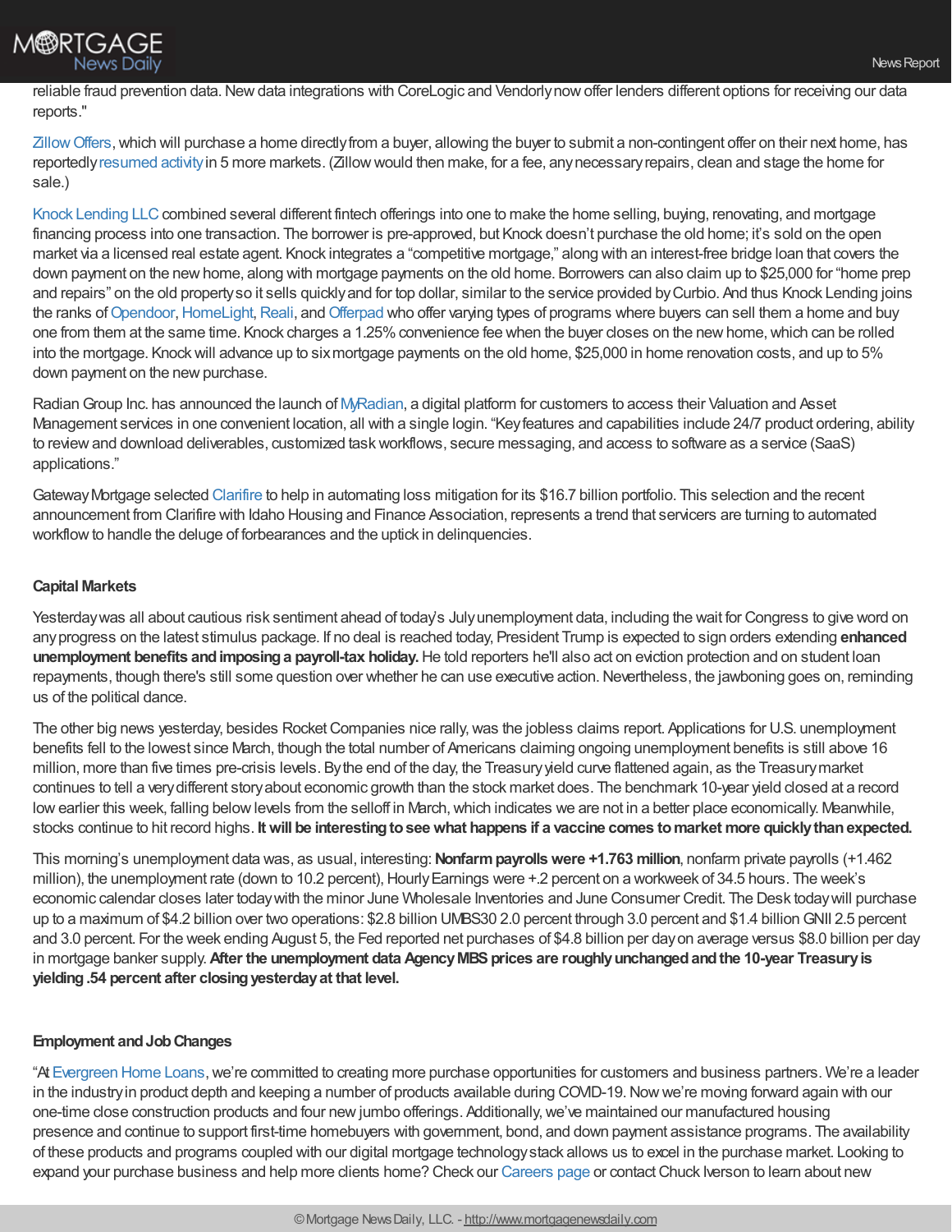reliable fraud prevention data. New data integrations with CoreLogic and Vendorly now offer lenders different options for receiving our data reports."

Zillow Offers, which will purchase a home directly from a buyer, allowing the buyer to submit a non-contingent offer on their next home, has reportedly resumed activity in 5 more markets. (Zillow would then make, for a fee, any necessary repairs, clean and stage the home for sale.)

Knock Lending LLC combined several different fintech offerings into one to make the home selling, buying, renovating, and mortgage financing process into one transaction. The borrower is pre-approved, but Knock doesn't purchase the old home; it's sold on the open market via a licensed real estate agent. Knock integrates a "competitive mortgage," along with an interest-free bridge loan that covers the down payment on the new home, along with mortgage payments on the old home. Borrowers can also claim up to $25,000 for "home prep and repairs" on the old property so it sells quickly and for top dollar, similar to the service provided by Curbio. And thus Knock Lending joins the ranks of Opendoor, HomeLight, Reali, and Offerpad who offer varying types of programs where buyers can sell them a home and buy one from them at the same time. Knock charges a 1.25% convenience fee when the buyer closes on the new home, which can be rolled into the mortgage. Knock will advance up to six mortgage payments on the old home, $25,000 in home renovation costs, and up to 5% down payment on the new purchase.

Radian Group Inc. has announced the launch of MyRadian, a digital platform for customers to access their Valuation and Asset Management services in one convenient location, all with a single login. "Key features and capabilities include 24/7 product ordering, ability to review and download deliverables, customized task workflows, secure messaging, and access to software as a service (SaaS) applications."

Gateway Mortgage selected Clarifire to help in automating loss mitigation for its $16.7 billion portfolio. This selection and the recent announcement from Clarifire with Idaho Housing and Finance Association, represents a trend that servicers are turning to automated workflow to handle the deluge of forbearances and the uptick in delinquencies.

### Capital Markets

Yesterday was all about cautious risk sentiment ahead of today's July unemployment data, including the wait for Congress to give word on any progress on the latest stimulus package. If no deal is reached today, President Trump is expected to sign orders extending **enhanced unemployment benefits and imposing a payroll-tax holiday.** He told reporters he'll also act on eviction protection and on student loan repayments, though there's still some question over whether he can use executive action. Nevertheless, the jawboning goes on, reminding us of the political dance.

The other big news yesterday, besides Rocket Companies nice rally, was the jobless claims report. Applications for U.S. unemployment benefits fell to the lowest since March, though the total number of Americans claiming ongoing unemployment benefits is still above 16 million, more than five times pre-crisis levels. By the end of the day, the Treasury yield curve flattened again, as the Treasury market continues to tell a very different story about economic growth than the stock market does. The benchmark 10-year yield closed at a record low earlier this week, falling below levels from the selloff in March, which indicates we are not in a better place economically. Meanwhile, stocks continue to hit record highs. **It will be interesting to see what happens if a vaccine comes to market more quickly than expected.**

This morning's unemployment data was, as usual, interesting: **Nonfarm payrolls were +1.763 million**, nonfarm private payrolls (+1.462 million), the unemployment rate (down to 10.2 percent), Hourly Earnings were +.2 percent on a workweek of 34.5 hours. The week's economic calendar closes later today with the minor June Wholesale Inventories and June Consumer Credit. The Desk today will purchase up to a maximum of $4.2 billion over two operations: $2.8 billion UMBS30 2.0 percent through 3.0 percent and $1.4 billion GNII 2.5 percent and 3.0 percent. For the week ending August 5, the Fed reported net purchases of $4.8 billion per day on average versus $8.0 billion per day in mortgage banker supply. **After the unemployment data Agency MBS prices are roughly unchanged and the 10-year Treasury is yielding .54 percent after closing yesterday at that level.**

### Employment and Job Changes

"At Evergreen Home Loans, we're committed to creating more purchase opportunities for customers and business partners. We're a leader in the industry in product depth and keeping a number of products available during COVID-19. Now we're moving forward again with our one-time close construction products and four new jumbo offerings. Additionally, we've maintained our manufactured housing presence and continue to support first-time homebuyers with government, bond, and down payment assistance programs. The availability of these products and programs coupled with our digital mortgage technology stack allows us to excel in the purchase market. Looking to expand your purchase business and help more clients home? Check our Careers page or contact Chuck Iverson to learn about new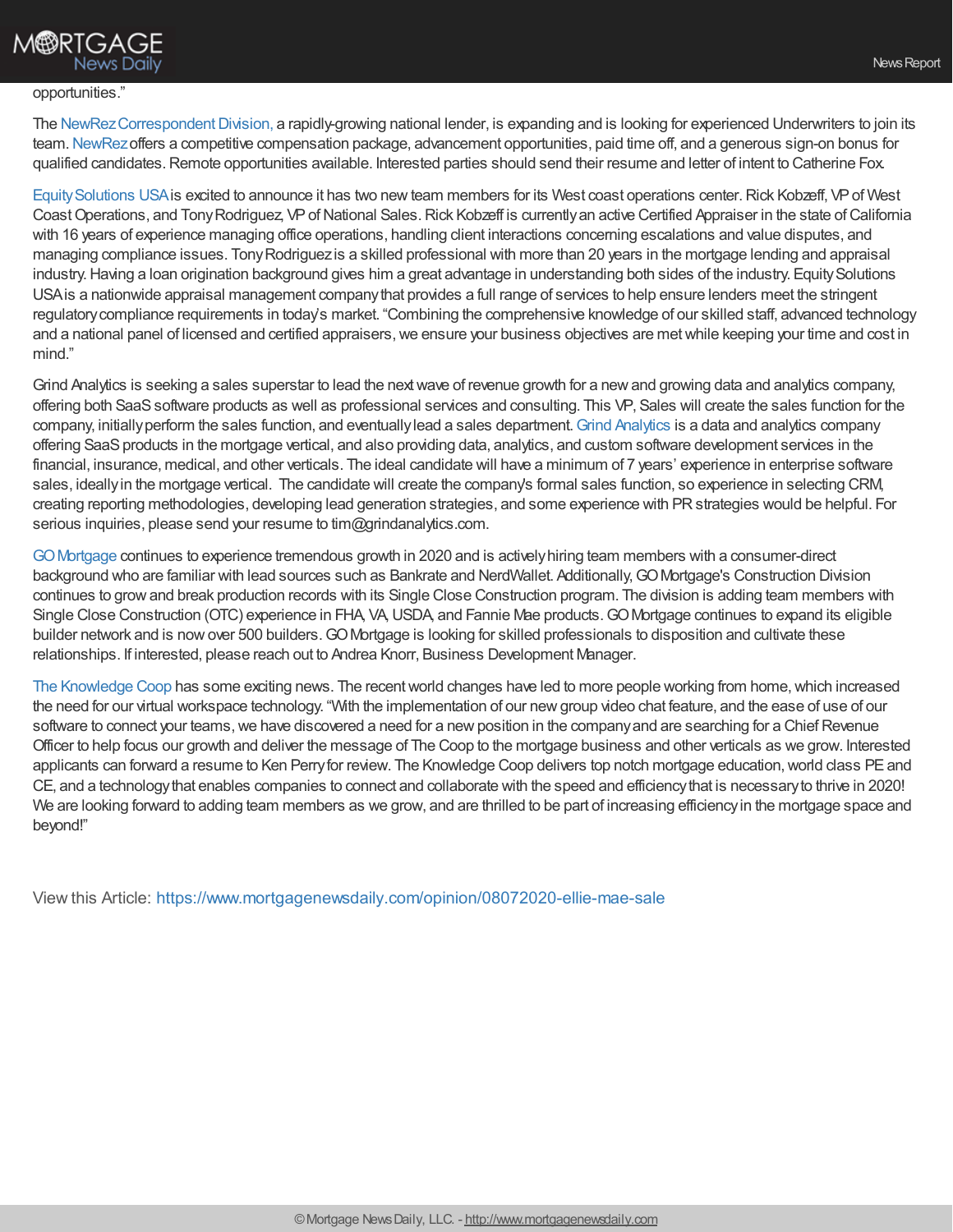opportunities."

The NewRez Correspondent Division, a rapidly-growing national lender, is expanding and is looking for experienced Underwriters to join its team. NewRez offers a competitive compensation package, advancement opportunities, paid time off, and a generous sign-on bonus for qualified candidates. Remote opportunities available. Interested parties should send their resume and letter of intent to Catherine Fox.

Equity Solutions USA is excited to announce it has two new team members for its West coast operations center. Rick Kobzeff, VP of West Coast Operations, and Tony Rodriguez, VP of National Sales. Rick Kobzeff is currently an active Certified Appraiser in the state of California with 16 years of experience managing office operations, handling client interactions concerning escalations and value disputes, and managing compliance issues. Tony Rodriguez is a skilled professional with more than 20 years in the mortgage lending and appraisal industry. Having a loan origination background gives him a great advantage in understanding both sides of the industry. Equity Solutions USA is a nationwide appraisal management company that provides a full range of services to help ensure lenders meet the stringent regulatory compliance requirements in today's market. "Combining the comprehensive knowledge of our skilled staff, advanced technology and a national panel of licensed and certified appraisers, we ensure your business objectives are met while keeping your time and cost in mind."

Grind Analytics is seeking a sales superstar to lead the next wave of revenue growth for a new and growing data and analytics company, offering both SaaS software products as well as professional services and consulting. This VP, Sales will create the sales function for the company, initially perform the sales function, and eventually lead a sales department. Grind Analytics is a data and analytics company offering SaaS products in the mortgage vertical, and also providing data, analytics, and custom software development services in the financial, insurance, medical, and other verticals. The ideal candidate will have a minimum of 7 years' experience in enterprise software sales, ideally in the mortgage vertical. The candidate will create the company's formal sales function, so experience in selecting CRM, creating reporting methodologies, developing lead generation strategies, and some experience with PR strategies would be helpful. For serious inquiries, please send your resume to tim@grindanalytics.com.

GO Mortgage continues to experience tremendous growth in 2020 and is actively hiring team members with a consumer-direct background who are familiar with lead sources such as Bankrate and NerdWallet. Additionally, GO Mortgage's Construction Division continues to grow and break production records with its Single Close Construction program. The division is adding team members with Single Close Construction (OTC) experience in FHA, VA, USDA, and Fannie Mae products. GO Mortgage continues to expand its eligible builder network and is now over 500 builders. GO Mortgage is looking for skilled professionals to disposition and cultivate these relationships. If interested, please reach out to Andrea Knorr, Business Development Manager.

The Knowledge Coop has some exciting news. The recent world changes have led to more people working from home, which increased the need for our virtual workspace technology. "With the implementation of our new group video chat feature, and the ease of use of our software to connect your teams, we have discovered a need for a new position in the company and are searching for a Chief Revenue Officer to help focus our growth and deliver the message of The Coop to the mortgage business and other verticals as we grow. Interested applicants can forward a resume to Ken Perry for review. The Knowledge Coop delivers top notch mortgage education, world class PE and CE, and a technology that enables companies to connect and collaborate with the speed and efficiency that is necessary to thrive in 2020! We are looking forward to adding team members as we grow, and are thrilled to be part of increasing efficiency in the mortgage space and beyond!"

View this Article: https://www.mortgagenewsdaily.com/opinion/08072020-ellie-mae-sale